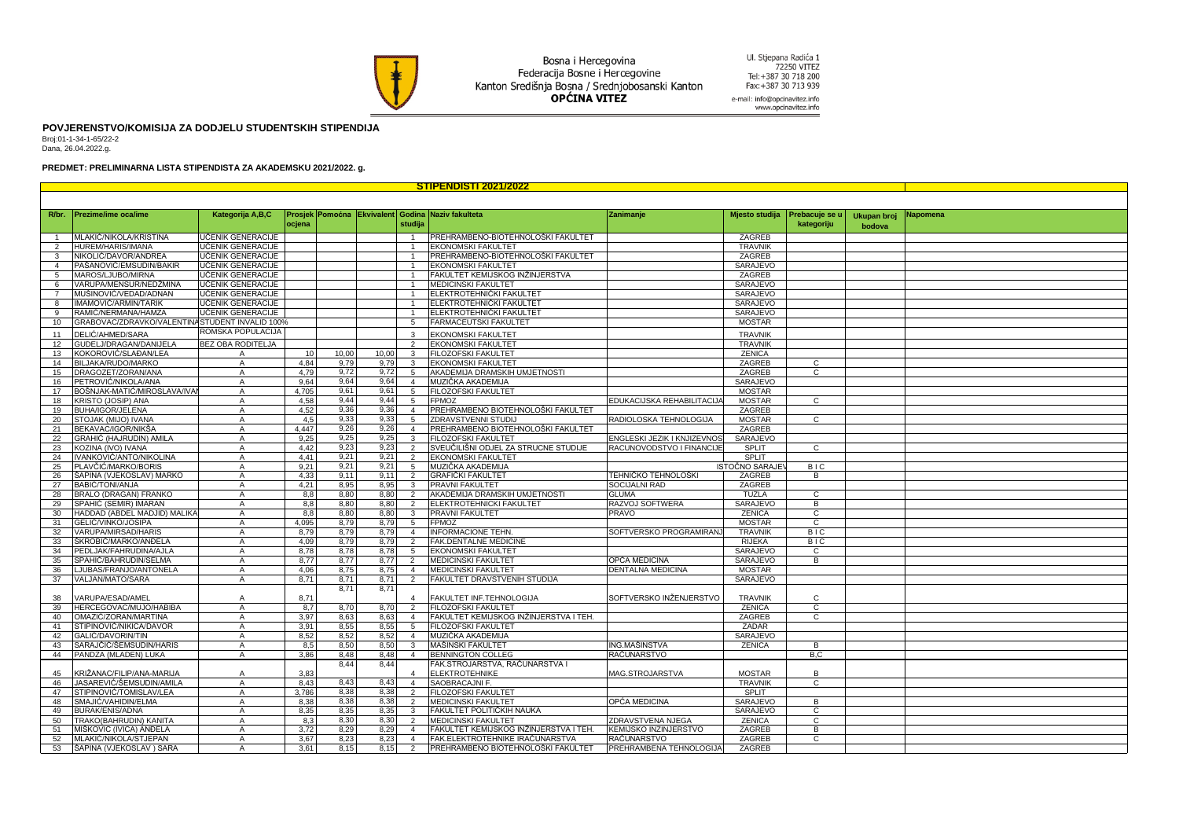Bosna i Hercegovina
Federacija Bosne i Hercegovine
Kanton Središnja Bosna / Srednjobosanski Kanton
**OPĆINA VITEZ**

Ul. Stjepana Radića 1
72250 VITEZ
Tel:+387 30 718 200
Fax:+387 30 713 939
e-mail: info@opcinavitez.info
www.opcinavitez.info

**POVJERENSTVO/KOMISIJA ZA DODJELU STUDENTSKIH STIPENDIJA**

Broj:01-1-34-1-65/22-2
Dana, 26.04.2022.g.

**PREDMET: PRELIMINARNA LISTA STIPENDISTA ZA AKADEMSKU 2021/2022. g.**

**STIPENDISTI 2021/2022**

| R/br. | Prezime/ime oca/ime | Kategorija A,B,C | Prosjek ocjena | Pomoćna | Ekvivalent | Godina studija | Naziv fakulteta | Zanimanje | Mjesto studija | Prebacuje se u kategoriju | Ukupan broj bodova | Napomena |
|---|---|---|---|---|---|---|---|---|---|---|---|---|
| 1 | MLAKIĆ/NIKOLA/KRISTINA | UČENIK GENERACIJE | | | | 1 | PREHRAMBENO-BIOTEHNOLOŠKI FAKULTET | | ZAGREB | | | |
| 2 | HUREM/HARIS/IMANA | UČENIK GENERACIJE | | | | 1 | EKONOMSKI FAKULTET | | TRAVNIK | | | |
| 3 | NIKOLIĆ/DAVOR/ANDREA | UČENIK GENERACIJE | | | | 1 | PREHRAMBENO-BIOTEHNOLOŠKI FAKULTET | | ZAGREB | | | |
| 4 | PAŠANOVIĆ/EMSUDIN/BAKIR | UČENIK GENERACIJE | | | | 1 | EKONOMSKI FAKULTET | | SARAJEVO | | | |
| 5 | MAROS/LJUBO/MIRNA | UČENIK GENERACIJE | | | | 1 | FAKULTET KEMIJSKOG INŽINJERSTVA | | ZAGREB | | | |
| 6 | VARUPA/MENSUR/NEDŽMINA | UČENIK GENERACIJE | | | | 1 | MEDICINSKI FAKULTET | | SARAJEVO | | | |
| 7 | MUŠINOVIĆ/VEDAD/ADNAN | UČENIK GENERACIJE | | | | 1 | ELEKTROTEHNIČKI FAKULTET | | SARAJEVO | | | |
| 8 | IMAMOVIĆ/ARMIN/TARIK | UČENIK GENERACIJE | | | | 1 | ELEKTROTEHNIČKI FAKULTET | | SARAJEVO | | | |
| 9 | RAMIĆ/NERMANA/HAMZA | UČENIK GENERACIJE | | | | 1 | ELEKTROTEHNIČKI FAKULTET | | SARAJEVO | | | |
| 10 | GRABOVAC/ZDRAVKO/VALENTINA | STUDENT INVALID 100% | | | | 5 | FARMACEUTSKI FAKULTET | | MOSTAR | | | |
| 11 | DELIĆ/AHMED/SARA | ROMSKA POPULACIJA | | | | 3 | EKONOMSKI FAKULTET | | TRAVNIK | | | |
| 12 | GUDELJ/DRAGAN/DANIJELA | BEZ OBA RODITELJA | | | | 2 | EKONOMSKI FAKULTET | | TRAVNIK | | | |
| 13 | KOKOROVIĆ/SLAĐAN/LEA | A | 10 | 10,00 | 10,00 | 3 | FILOZOFSKI FAKULTET | | ZENICA | | | |
| 14 | BILJAKA/RUDO/MARKO | A | 4,84 | 9,79 | 9,79 | 3 | EKONOMSKI FAKULTET | | ZAGREB | C | | |
| 15 | DRAGOZET/ZORAN/ANA | A | 4,79 | 9,72 | 9,72 | 5 | AKADEMIJA DRAMSKIH UMJETNOSTI | | ZAGREB | C | | |
| 16 | PETROVIĆ/NIKOLA/ANA | A | 9,64 | 9,64 | 9,64 | 4 | MUZIČKA AKADEMIJA | | SARAJEVO | | | |
| 17 | BOŠNJAK-MATIĆ/MIROSLAVA/IVAN | A | 4,705 | 9,61 | 9,61 | 5 | FILOZOFSKI FAKULTET | | MOSTAR | | | |
| 18 | KRISTO (JOSIP) ANA | A | 4,58 | 9,44 | 9,44 | 5 | FPMOZ | EDUKACIJSKA REHABILITACIJA | MOSTAR | C | | |
| 19 | BUHA/IGOR/JELENA | A | 4,52 | 9,36 | 9,36 | 4 | PREHRAMBENO BIOTEHNOLOŠKI FAKULTET | | ZAGREB | | | |
| 20 | STOJAK (MIJO) IVANA | A | 4,5 | 9,33 | 9,33 | 5 | ZDRAVSTVENNI STUDIJ | RADIOLOSKA TEHNOLOGIJA | MOSTAR | C | | |
| 21 | BEKAVAC/IGOR/NIKŠA | A | 4,447 | 9,26 | 9,26 | 4 | PREHRAMBENO BIOTEHNOLOŠKI FAKULTET | | ZAGREB | | | |
| 22 | GRAHIĆ (HAJRUDIN) AMILA | A | 9,25 | 9,25 | 9,25 | 3 | FILOZOFSKI FAKULTET | ENGLESKI JEZIK I KNJIZEVNOS | SARAJEVO | | | |
| 23 | KOZINA (IVO) IVANA | A | 4,42 | 9,23 | 9,23 | 2 | SVEUČILIŠNI ODJEL ZA STRUCNE STUDIJE | RACUNOVODSTVO I FINANCIJE | SPLIT | C | | |
| 24 | IVANKOVIĆ/ANTO/NIKOLINA | A | 4,41 | 9,21 | 9,21 | 2 | EKONOMSKI FAKULTET | | SPLIT | | | |
| 25 | PLAVČIĆ/MARKO/BORIS | A | 9,21 | 9,21 | 9,21 | 5 | MUZIČKA AKADEMIJA | | ISTOČNO SARAJEV | B I C | | |
| 26 | ŠAPINA (VJEKOSLAV) MARKO | A | 4,33 | 9,11 | 9,11 | 2 | GRAFIČKI FAKULTET | TEHNIČKO TEHNOLOŠKI | ZAGREB | B | | |
| 27 | BABIĆ/TONI/ANJA | A | 4,21 | 8,95 | 8,95 | 3 | PRAVNI FAKULTET | SOCIJALNI RAD | ZAGREB | | | |
| 28 | BRALO (DRAGAN) FRANKO | A | 8,8 | 8,80 | 8,80 | 2 | AKADEMIJA DRAMSKIH UMJETNOSTI | GLUMA | TUZLA | C | | |
| 29 | SPAHIĆ (SEMIR) IMARAN | A | 8,8 | 8,80 | 8,80 | 2 | ELEKTROTEHNICKI FAKULTET | RAZVOJ SOFTWERA | SARAJEVO | B | | |
| 30 | HADDAD (ABDEL MADJID) MALIKA | A | 8,8 | 8,80 | 8,80 | 3 | PRAVNI FAKULTET | PRAVO | ZENICA | C | | |
| 31 | GELIĆ/VINKO/JOSIPA | A | 4,095 | 8,79 | 8,79 | 5 | FPMOZ | | MOSTAR | C | | |
| 32 | VARUPA/MIRSAD/HARIS | A | 8,79 | 8,79 | 8,79 | 4 | INFORMACIONE TEHN. | SOFTVERSKO PROGRAMIRANJ | TRAVNIK | B I C | | |
| 33 | ŠKROBIĆ/MARKO/ANĐELA | A | 4,09 | 8,79 | 8,79 | 2 | FAK.DENTALNE MEDICINE | | RIJEKA | B I C | | |
| 34 | PEDLJAK/FAHRUDINA/AJLA | A | 8,78 | 8,78 | 8,78 | 5 | EKONOMSKI FAKULTET | | SARAJEVO | C | | |
| 35 | SPAHIĆ/BAHRUDIN/SELMA | A | 8,77 | 8,77 | 8,77 | 2 | MEDICINSKI FAKULTET | OPĆA MEDICINA | SARAJEVO | B | | |
| 36 | LJUBAS/FRANJO/ANTONELA | A | 4,06 | 8,75 | 8,75 | 4 | MEDICINSKI FAKULTET | DENTALNA MEDICINA | MOSTAR | | | |
| 37 | VALJAN/MATO/SARA | A | 8,71 | 8,71 | 8,71 | 2 | FAKULTET DRAVSTVENIH STUDIJA | | SARAJEVO | | | |
| 38 | VARUPA/ESAD/AMEL | A | 8,71 | 8,71 | 8,71 | 4 | FAKULTET INF.TEHNOLOGIJA | SOFTVERSKO INŽENJERSTVO | TRAVNIK | C | | |
| 39 | HERCEGOVAC/MUJO/HABIBA | A | 8,7 | 8,70 | 8,70 | 2 | FILOZOFSKI FAKULTET | | ZENICA | C | | |
| 40 | OMAZIĆ/ZORAN/MARTINA | A | 3,97 | 8,63 | 8,63 | 4 | FAKULTET KEMIJSKOG INŽINJERSTVA I TEH. | | ZAGREB | C | | |
| 41 | STIPINOVIĆ/NIKICA/DAVOR | A | 3,91 | 8,55 | 8,55 | 5 | FILOZOFSKI FAKULTET | | ZADAR | | | |
| 42 | GALIĆ/DAVORIN/TIN | A | 8,52 | 8,52 | 8,52 | 4 | MUZIČKA AKADEMIJA | | SARAJEVO | | | |
| 43 | SARAJČIĆ/ŠEMSUDIN/HARIS | A | 8,5 | 8,50 | 8,50 | 3 | MAŠINSKI FAKULTET | ING.MAŠINSTVA | ZENICA | B | | |
| 44 | PANDŽA (MLADEN) LUKA | A | 3,86 | 8,48 | 8,48 | 4 | BENNINGTON COLLEG | RAČUNARSTVO | | B,C | | |
| 45 | KRIŽANAC/FILIP/ANA-MARIJA | A | 3,83 | 8,44 | 8,44 | 4 | FAK.STROJARSTVA, RAČUNARSTVA I ELEKTROTEHNIKE | MAG.STROJARSTVA | MOSTAR | B | | |
| 46 | JASAREVIĆ/ŠEMSUDIN/AMILA | A | 8,43 | 8,43 | 8,43 | 4 | SAOBRACAJNI F. | | TRAVNIK | C | | |
| 47 | STIPINOVIĆ/TOMISLAV/LEA | A | 3,786 | 8,38 | 8,38 | 2 | FILOZOFSKI FAKULTET | | SPLIT | | | |
| 48 | SMAJIĆ/VAHIDIN/ELMA | A | 8,38 | 8,38 | 8,38 | 2 | MEDICINSKI FAKULTET | OPĆA MEDICINA | SARAJEVO | B | | |
| 49 | BURAK/ENIS/ADNA | A | 8,35 | 8,35 | 8,35 | 3 | FAKULTET POLITIČKIH NAUKA | | SARAJEVO | C | | |
| 50 | TRAKO(BAHRUDIN) KANITA | A | 8,3 | 8,30 | 8,30 | 2 | MEDICINSKI FAKULTET | ZDRAVSTVENA NJEGA | ZENICA | C | | |
| 51 | MIŠKOVIĆ (IVICA) ANĐELA | A | 3,72 | 8,29 | 8,29 | 4 | FAKULTET KEMIJSKOG INŽINJERSTVA I TEH. | KEMIJSKO INZINJERSTVO | ZAGREB | B | | |
| 52 | MLAKIĆ/NIKOLA/STJEPAN | A | 3,67 | 8,23 | 8,23 | 4 | FAK.ELEKTROTEHNIKE IRAČUNARSTVA | RAČUNARSTVO | ZAGREB | C | | |
| 53 | ŠAPINA (VJEKOSLAV ) SARA | A | 3,61 | 8,15 | 8,15 | 2 | PREHRAMBENO BIOTEHNOLOŠKI FAKULTET | PREHRAMBENA TEHNOLOGIJA | ZAGREB | | | |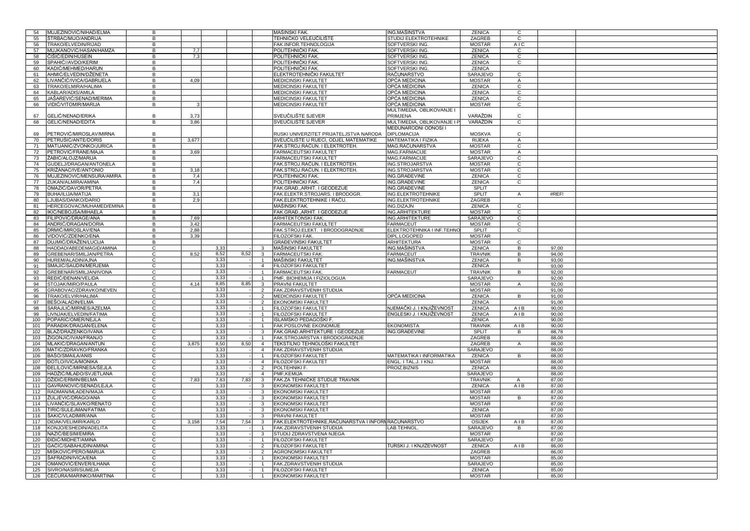| | | | | | | | | | | | | |
|---|---|---|---|---|---|---|---|---|---|---|---|---|
| 54 | MUJEZINOVIĆ/NIHAD/ELMA | B | | | | | MAŠINSKI FAK. | ING.MAŠINSTVA | ZENICA | C | | |
| 55 | ŠTRBAC/MIJO/ANDRIJA | B | | | | | TEHNIČKO VELEUČILIŠTE | STUDIJ ELEKTROTEHNIKE | ZAGREB | C | | |
| 56 | TRAKO/ELVEDIN/RIJAD | B | | | | | FAK.INFOR.TEHNOLOGIJA | SOFTVERSKI ING. | MOSTAR | A I C | | |
| 57 | MUJKANOVIĆ/HASAN/HAMZA | B | 7,7 | | | | POLITEHNIČKI FAK. | SOFTVERSKI ING. | ZENICA | C | | |
| 58 | ĆIŠIĆ/EDIN/HUSEIN | B | 7,3 | | | | POLITEHNIČKI FAK. | SOFTVERSKI ING. | ZENICA | C | | |
| 59 | SPAHIĆ/AVDO/KERIM | B | | | | | POLITEHNIČKI FAK. | SOFTVERSKI ING. | ZENICA | C | | |
| 60 | KADIĆ/MEHMED/HARUN | B | | | | | POLITEHNIČKI FAK. | SOFTVERSKI ING. | ZENICA | | | |
| 61 | AHMIĆ/ELVEDIN/DŽENETA | B | | | | | ELEKTROTEHNIČKI FAKULTET | RAČUNARSTVO | SARAJEVO | C | | |
| 62 | LIVANČIĆ/IVICA/GABRIJELA | B | 4,09 | | | | MEDICINSKI FAKULTET | OPĆA MEDICINA | MOSTAR | A | | |
| 63 | TRAKO/ELMIRA/HALIMA | B | | | | | MEDICINSKI FAKULTET | OPĆA MEDICINA | ZENICA | C | | |
| 64 | KABLAR/ADIS/AMILA | B | | | | | MEDICINSKI FAKULTET | OPĆA MEDICINA | ZENICA | C | | |
| 65 | JAŠAREVIĆ/SENAD/MERIMA | B | | | | | MEDICINSKI FAKULTET | OPĆA MEDICINA | ZENICA | C | | |
| 66 | VIDIĆ/VITOMIR/MARIJA | B | 3 | | | | MEDICINSKI FAKULTET | OPĆA MEDICINA | MOSTAR | C | | |
| 67 | GELIĆ/NENAD/ERIKA | B | 3,73 | | | | SVEUČILIŠTE SJEVER | MULTIMEDIA, OBLIKOVANJE I PRIMJENA | VARAŽDIN | C | | |
| 68 | GELIĆ/NENAD/EDITA | B | 3,86 | | | | SVEUČILIŠTE SJEVER | MULTIMEDIA, OBLIKOVANJE I P | VARAŽDIN | C | | |
| 69 | PETROVIĆ/MIROSLAV/MIRNA | B | | | | | RUSKI UNIVERZITET PRIJATELJSTVA NARODA | MEĐUNARODNI ODNOSI I DIPLOMACIJA | MOSKVA | C | | |
| 70 | PETRUŠIĆ/ANTE/DORIS | B | 3,677 | | | | SVEUČILIŠTE U RIJECI, ODJEL MATEMATIKE | MATEMATIKA I FIZIKA | RIJEKA | A | | |
| 71 | MATIJANIĆ/ZVONKO/JURICA | B | | | | | FAK.STROJ.RAČUN. I ELEKTROTEH. | MAG.RAČUNARSTVA | MOSTAR | C | | |
| 72 | PETROVIĆ/FRANE/MAJA | B | 3,69 | | | | FARMACEUTSKI FAKULTET | MAG.FARMACIJE | MOSTAR | A | | |
| 73 | ŽABIĆ/ALOJZ/MARIJA | B | | | | | FARMACEUTSKI FAKULTET | MAG.FARMACIJE | SARAJEVO | C | | |
| 74 | GUDELJ/DRAGAN/ANTONELA | B | | | | | FAK.STROJ.RAČUN. I ELEKTROTEH. | ING.STROJARSTVA | MOSTAR | C | | |
| 75 | KRIŽANAC/IVE/ANTONIO | B | 3,18 | | | | FAK.STROJ.RAČUN. I ELEKTROTEH. | ING.STROJARSTVA | MOSTAR | C | | |
| 76 | MUJEZINOVIĆ/MENSURA/AMIRA | B | 7,4 | | | | POLITEHNIČKI FAK. | ING.GRAĐEVINE | ZENICA | C | | |
| 77 | ZUKAN/ALMIRA/AMINA | B | 7,4 | | | | POLITEHNIČKI FAK. | ING.GRAĐEVINE | ZENICA | C | | |
| 78 | OMAZIĆ/DAVOR/PETRA | B | | | | | FAK.GRAĐ.,ARHIT. I GEODEZIJE | ING.GRAĐEVINE | SPLIT | | | |
| 79 | BUHA/ILIJA/MATIJA | B | 3,1 | | | | FAK.ELEKTR.STROJARS. I BRODOGR. | ING.ELEKTROTEHNIKE | SPLIT | A | #REF! | |
| 80 | LJUBAS/DANKO/DARIO | B | 2,9 | | | | FAK.ELEKTROTEHNIKE I RAČU. | ING.ELEKTROTEHNIKE | ZAGREB | | | |
| 81 | HERCEGOVAC/MUHAMED/EMINA | B | | | | | MAŠINSKI FAK. | ING.DIZAJN | ZENICA | C | | |
| 82 | IKIĆ/NEBOJŠA/MIHAELA | B | | | | | FAK.GRAĐ.,ARHIT. I GEODEZIJE | ING.ARHITEKTURE | MOSTAR | C | | |
| 83 | FILIPOVIĆ/DRAGE/ANA | B | 7,69 | | | | ARHITEKTONSKI FAK. | ING.ARHITEKTURE | SARAJEVO | C | | |
| 84 | ANDRIĆ/DRAGAN/DORIA | B | 3,42 | | | | FARMACEUTSKI FAKULTET | FARMACEUT | MOSTAR | C | | |
| 85 | DRMIĆ/MIROSLAV/ENA | B | 2,88 | | | | FAK.STROJ.ELEKT. I BRODOGRADNJE | ELEKTROTEHNIKA I INF.TEHNO | SPLIT | C | | |
| 86 | VIDOVIĆ/ZDENKO/ENA | B | 3,39 | | | | FILOZOFSKI FAK. | DIPL.LOGOPED | MOSTAR | | | |
| 87 | DUJMIĆ/DRAŽEN/LUCIJA | B | | | | | GRAĐEVINSKI FAKULTET | ARHITEKTURA | MOSTAR | C | | |
| 88 | HADDAD/ABEDEMAGID/AMINA | C | | 3,33 | - | 3 | MAŠINSKI FAKULTET | ING.MAŠINSTVA | ZENICA | B | 97,00 | |
| 89 | GREBENAR/SMILJAN/PETRA | C | 8,52 | 8,52 | 8,52 | 3 | FARMACEUTSKI FAK. | FARMACEUT | TRAVNIK | B | 94,00 | |
| 90 | HUREM/ALADIN/AJNA | C | | 3,33 | - | 1 | MAŠINSKI FAKULTET | ING.MAŠINSTVA | ZENICA | B | 93,00 | |
| 91 | SMAJIĆ/SAUDIN/MERJEMA | C | | 3,33 | - | 4 | FILOZOFSKI FAKULTET | | ZENICA | | 93,00 | |
| 92 | GREBENAR/SMILJAN/IVONA | C | | 3,33 | - | 1 | FARMACEUTSKI FAK. | FARMACEUT | TRAVNIK | B | 92,00 | |
| 93 | REĐIĆ/ĐENAN/VELIDA | C | | 3,33 | - | 1 | PMF, BIOHEMIJA I FIZIOLOGIJA | | SARAJEVO | | 92,00 | |
| 94 | STOJAK/MIRO/PAULA | C | 4,14 | 8,85 | 8,85 | 3 | PRAVNI FAKULTET | | MOSTAR | A | 92,00 | |
| 95 | GRABOVAC/ZDRAVKO/NEVEN | C | | 3,33 | - | 2 | FAK.ZDRAVSTVENIH STUDIJA | | MOSTAR | | 91,00 | |
| 96 | TRAKO/ELVIR/HALIMA | C | | 3,33 | - | 2 | MEDICINSKI FAKULTET | OPĆA MEDICINA | ZENICA | B | 91,00 | |
| 97 | BEŠO/ALADIN/ELMA | C | | 3,33 | - | 2 | EKONOMSKI FAKULTET | | ZENICA | | 91,00 | |
| 98 | SARAJLIĆ/MIRNES/AZELMA | C | | 3,33 | - | 1 | FILOZOFSKI FAKULTET | NJEMAČKI J. I KNJIŽEVNOST | ZENICA | A I B | 90,00 | |
| 99 | LIVNJAK/ELVEDIN/FATIMA | C | | 3,33 | - | 1 | FILOZOFSKI FAKULTET | ENGLESKI J. I KNJIŽEVNOST | ZENICA | A I B | 90,00 | |
| 100 | POPARIĆ/OMER/NEJLA | C | | 3,33 | - | 1 | ISLAMSKO PEDAGOŠKI F. | | ZENICA | | 90,00 | |
| 101 | PARAĐIK/DRAGAN/ELENA | C | | 3,33 | - | 1 | FAK.POSLOVNE EKONOMIJE | EKONOMISTA | TRAVNIK | A I B | 90,00 | |
| 102 | BLAŽ/DRAŽENKO/IVANA | C | | 3,33 | - | 3 | FAK.GRAĐ.ARHITEKTURE I GEODEZIJE | ING.GRAĐEVINE | SPLIT | B | 88,78 | |
| 103 | ŽIGONJIĆ/IVAN/FRANJO | C | | 3,33 | - | 1 | FAK.STROJARSTVA I BRODOGRADNJE | | ZAGREB | | 88,00 | |
| 104 | MLAKIĆ/DRAGAN/ANTUN | C | 3,875 | 8,50 | 8,50 | 4 | TEKSTILNO TEHNOLOŠKI FAKULTET | | ZAGREB | A | 88,00 | |
| 105 | MATIĆ/ZDRAVKO/FRANKA | C | | 3,33 | - | 4 | FAK.ZDRAVSTVENIH STUDIJA | | SARAJEVO | | 88,00 | |
| 106 | BAŠO/SMAILA/ANIS | C | | 3,33 | - | 1 | FILOZOFSKI FAKULTET | MATEMATIKA I INFORMATIKA | ZENICA | B | 88,00 | |
| 107 | ĐOTLO/IVICA/MONIKA | C | | 3,33 | - | 4 | FILOZOFSKI FAKULTET | ENGL. I TAL.J. I KNJ. | MOSTAR | | 88,00 | |
| 108 | ĐELILOVIĆ/MIRNESA/ŠEJLA | C | | 3,33 | - | 2 | POLTEHNIKI F. | PROIZ.BIZNIS | ZENICA | | 88,00 | |
| 109 | HADŽIĆ/MLAĐO/SVJETLANA | C | | 3,33 | - | 4 | PMF,KEMIJA | | SARAJEVO | | 88,00 | |
| 110 | DŽIDIĆ/ERMIN/BELMA | C | 7,83 | 7,83 | 7,83 | 3 | FAK.ZA TEHNIČKE STUDIJE TRAVNIK | | TRAVNIK | A | 87,00 | |
| 111 | GAVRANOVIĆ/SENAD/LEJLA | C | | 3,33 | - | 3 | EKONOMSKI FAKULTET | | ZENICA | A I B | 87,00 | |
| 112 | RADMAN/MLAĐEN/MAJA | C | | 3,33 | - | 3 | EKONOMSKI FAKULTET | | MOSTAR | | 87,00 | |
| 113 | ŽULJEVIĆ/DRAGO/ANA | C | | 3,33 | - | 3 | EKONOMSKI FAKULTET | | MOSTAR | B | 87,00 | |
| 114 | LIVANČIĆ/SLAVKO/RENATO | C | | 3,33 | - | 3 | EKONOMSKI FAKULTET | | MOSTAR | | 87,00 | |
| 115 | TIRIĆ/SULEJMAN/FATIMA | C | | 3,33 | - | 3 | EKONOMSKI FAKULTET | | ZENICA | | 87,00 | |
| 116 | ŠAKIĆ/VLADIMIR/ANA | C | | 3,33 | - | 3 | PRAVNI FAKULTET | | MOSTAR | | 87,00 | |
| 117 | DIDAK/VELIMIR/KARLO | C | 3,158 | 7,54 | 7,54 | 3 | FAK.ELEKTROTEHNIKE,RAČUNARSTVA I INFORM | RAČUNARSTVO | OSIJEK | A I B | 87,00 | |
| 118 | KONJO/ESHEDIN/ADELITA | C | | 3,33 | - | 1 | FAK.ZDRAVSTVENIH STUDIJA | LAB.TEHNOL. | SARAJEVO | B | 87,00 | |
| 119 | NAZIĆ/BESIM/EMIRA | C | | 3,33 | - | 3 | STUDIJ ZDRAVSTVENA NJEGA | | MOSTAR | | 87,00 | |
| 120 | ĐIDIĆ/MIDHET/AMINA | C | | 3,33 | - | 1 | FILOZOFSKI FAKULTET | | SARAJEVO | | 87,00 | |
| 121 | GAČIĆ/SABAHUDIN/AMINA | C | | 3,33 | - | 2 | FILOZOFSKI FAKULTET | TURSKI J. I KNJIŽEVNOST | ZENICA | A I B | 86,00 | |
| 122 | MIŠKOVIĆ/PERO/MARIJA | C | | 3,33 | - | 2 | AGRONOMSKI FAKULTET | | ZAGREB | | 86,00 | |
| 123 | ŠAFRADIN/IVICA/ENA | C | | 3,33 | - | 1 | EKONOMSKI FAKULTET | | MOSTAR | | 85,00 | |
| 124 | OMANOVIĆ/ENVER/ILHANA | C | | 3,33 | - | 1 | FAK.ZDRAVSTVENIH STUDIJA | | SARAJEVO | | 85,00 | |
| 125 | SIVRO/NASIR/SUMEJA | C | | 3,33 | - | 1 | FILOZOFSKI FAKULTET | | ZENICA | | 85,00 | |
| 126 | ĆEĆURA/MARINKO/MARTINA | C | | 3,33 | - | 1 | EKONOMSKI FAKULTET | | MOSTAR | | 85,00 | |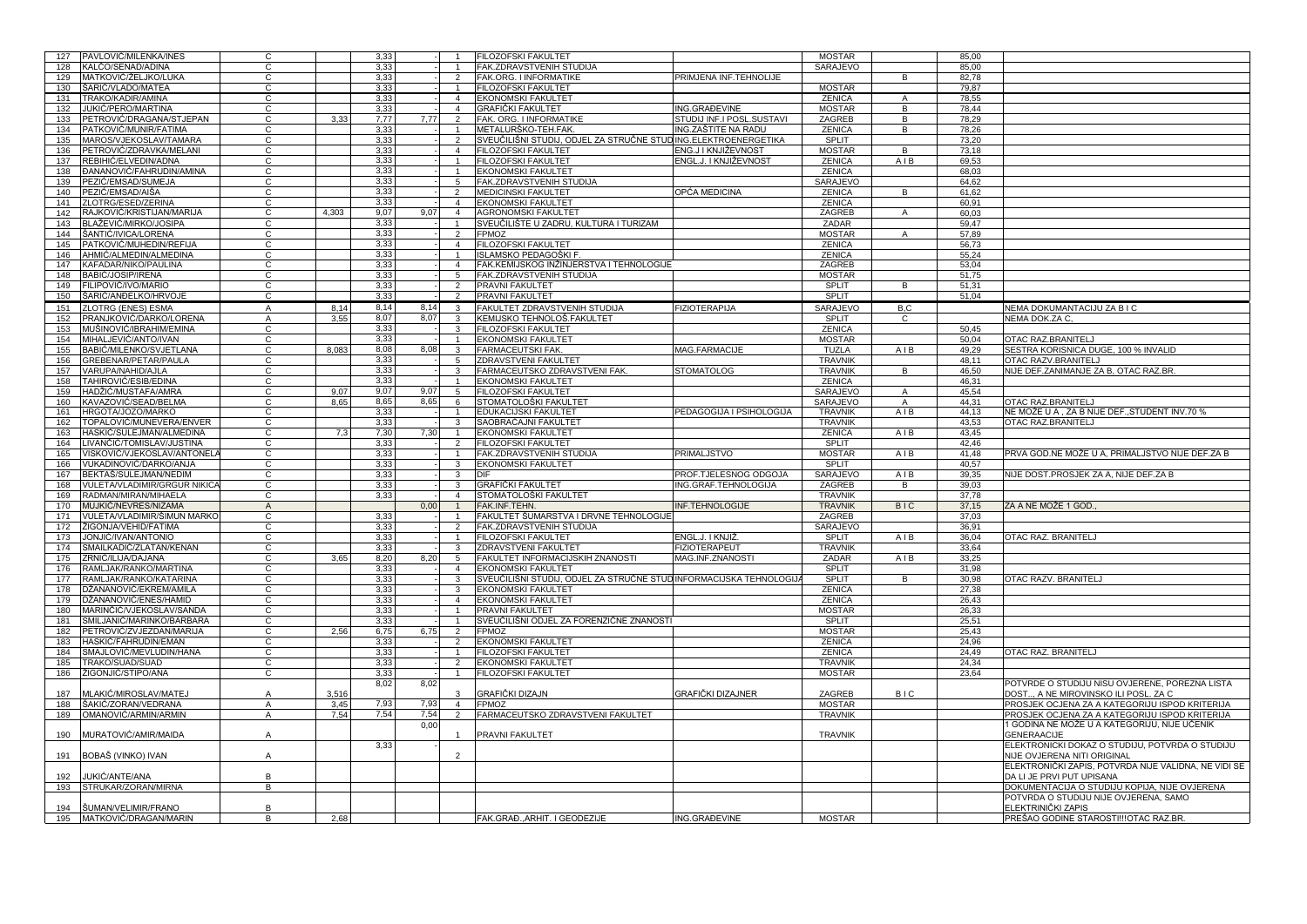| | | | | | | | | | | | | |
|---|---|---|---|---|---|---|---|---|---|---|---|---|
| 127 | PAVLOVIĆ/MILENKA/INES | C | | 3,33 | - | 1 | FILOZOFSKI FAKULTET | | MOSTAR | | 85,00 | |
| 128 | KALČO/SENAD/ADINA | C | | 3,33 | - | 1 | FAK.ZDRAVSTVENIH STUDIJA | | SARAJEVO | | 85,00 | |
| 129 | MATKOVIĆ/ŽELJKO/LUKA | C | | 3,33 | - | 2 | FAK.ORG. I INFORMATIKE | PRIMJENA INF.TEHNOLIJE | | B | 82,78 | |
| 130 | ŠARIĆ/VLADO/MATEA | C | | 3,33 | - | 1 | FILOZOFSKI FAKULTET | | MOSTAR | | 79,87 | |
| 131 | TRAKO/KADIR/AMINA | C | | 3,33 | - | 4 | EKONOMSKI FAKULTET | | ZENICA | A | 78,55 | |
| 132 | JUKIĆ/PERO/MARTINA | C | | 3,33 | - | 4 | GRAFIČKI FAKULTET | ING.GRAĐEVINE | MOSTAR | B | 78,44 | |
| 133 | PETROVIĆ/DRAGANA/STJEPAN | C | 3,33 | 7,77 | 7,77 | 2 | FAK. ORG. I INFORMATIKE | STUDIJ INF.I POSL.SUSTAVI | ZAGREB | B | 78,29 | |
| 134 | PATKOVIĆ/MUNIR/FATIMA | C | | 3,33 | - | 1 | METALURŠKO-TEH.FAK. | ING.ZAŠTITE NA RADU | ZENICA | B | 78,26 | |
| 135 | MAROS/VJEKOSLAV/TAMARA | C | | 3,33 | - | 2 | SVEUČILIŠNI STUDIJ, ODJEL ZA STRUČNE STUD | ING.ELEKTROENERGETIKA | SPLIT | | 73,20 | |
| 136 | PETROVIĆ/ZDRAVKA/MELANI | C | | 3,33 | - | 4 | FILOZOFSKI FAKULTET | ENG.J I KNJIŽEVNOST | MOSTAR | B | 73,18 | |
| 137 | REBIHIĆ/ELVEDIN/ADNA | C | | 3,33 | - | 1 | FILOZOFSKI FAKULTET | ENGL.J. I KNJIŽEVNOST | ZENICA | A I B | 69,53 | |
| 138 | DANANOVIĆ/FAHRUDIN/AMINA | C | | 3,33 | - | 1 | EKONOMSKI FAKULTET | | ZENICA | | 68,03 | |
| 139 | PEZIĆ/EMSAD/SUMEJA | C | | 3,33 | - | 5 | FAK.ZDRAVSTVENIH STUDIJA | | SARAJEVO | | 64,62 | |
| 140 | PEZIĆ/EMSAD/AIŠA | C | | 3,33 | - | 2 | MEDICINSKI FAKULTET | OPĆA MEDICINA | ZENICA | B | 61,62 | |
| 141 | ZLOTRG/ESED/ZERINA | C | | 3,33 | - | 4 | EKONOMSKI FAKULTET | | ZENICA | | 60,91 | |
| 142 | RAJKOVIĆ/KRISTIJAN/MARIJA | C | 4,303 | 9,07 | 9,07 | 4 | AGRONOMSKI FAKULTET | | ZAGREB | A | 60,03 | |
| 143 | BLAŽEVIĆ/MIRKO/JOSIPA | C | | 3,33 | - | 1 | SVEUČILIŠTE U ZADRU, KULTURA I TURIZAM | | ZADAR | | 59,47 | |
| 144 | ŠANTIĆ/IVICA/LORENA | C | | 3,33 | - | 2 | FPMOZ | | MOSTAR | A | 57,89 | |
| 145 | PATKOVIĆ/MUHEDIN/REFIJA | C | | 3,33 | - | 4 | FILOZOFSKI FAKULTET | | ZENICA | | 56,73 | |
| 146 | AHMIĆ/ALMEDIN/ALMEDINA | C | | 3,33 | - | 1 | ISLAMSKO PEDAGOŠKI F. | | ZENICA | | 55,24 | |
| 147 | KAFADAR/NIKO/PAULINA | C | | 3,33 | - | 4 | FAK.KEMIJSKOG INŽINJERSTVA I TEHNOLOGIJE | | ZAGREB | | 53,04 | |
| 148 | BABIĆ/JOSIP/IRENA | C | | 3,33 | - | 5 | FAK.ZDRAVSTVENIH STUDIJA | | MOSTAR | | 51,75 | |
| 149 | FILIPOVIĆ/IVO/MARIO | C | | 3,33 | - | 2 | PRAVNI FAKULTET | | SPLIT | B | 51,31 | |
| 150 | ŠARIĆ/ANĐELKO/HRVOJE | C | | 3,33 | - | 2 | PRAVNI FAKULTET | | SPLIT | | 51,04 | |
| 151 | ZLOTRG (ENES) ESMA | A | 8,14 | 8,14 | 8,14 | 3 | FAKULTET ZDRAVSTVENIH STUDIJA | FIZIOTERAPIJA | SARAJEVO | B,C | | NEMA DOKUMANTACIJU ZA B I C |
| 152 | PRANJKOVIĆ/DARKO/LORENA | A | 3,55 | 8,07 | 8,07 | 3 | KEMIJSKO TEHNOLOŠ.FAKULTET | | SPLIT | C | | NEMA DOK.ZA C, |
| 153 | MUŠINOVIĆ/IBRAHIM/EMINA | C | | 3,33 | - | 3 | FILOZOFSKI FAKULTET | | ZENICA | | 50,45 | |
| 154 | MIHALJEVIĆ/ANTO/IVAN | C | | 3,33 | - | 1 | EKONOMSKI FAKULTET | | MOSTAR | | 50,04 | OTAC RAZ.BRANITELJ |
| 155 | BABIĆ/MILENKO/SVJETLANA | C | 8,083 | 8,08 | 8,08 | 3 | FARMACEUTSKI FAK. | MAG.FARMACIJE | TUZLA | A I B | 49,29 | SESTRA KORISNICA DUGE, 100 % INVALID |
| 156 | GREBENAR/PETAR/PAULA | C | | 3,33 | - | 5 | ZDRAVSTVENI FAKULTET | | TRAVNIK | | 48,11 | OTAC RAZV.BRANITELJ |
| 157 | VARUPA/NAHID/AJLA | C | | 3,33 | - | 3 | FARMACEUTSKO ZDRAVSTVENI FAK. | STOMATOLOG | TRAVNIK | B | 46,50 | NIJE DEF.ZANIMANJE ZA B, OTAC RAZ.BR. |
| 158 | TAHIROVIĆ/ESIB/EDINA | C | | 3,33 | - | 1 | EKONOMSKI FAKULTET | | ZENICA | | 46,31 | |
| 159 | HADŽIĆ/MUSTAFA/AMRA | C | 9,07 | 9,07 | 9,07 | 5 | FILOZOFSKI FAKULTET | | SARAJEVO | A | 45,54 | |
| 160 | KAVAZOVIĆ/SEAD/BELMA | C | 8,65 | 8,65 | 8,65 | 6 | STOMATOLOŠKI FAKULTET | | SARAJEVO | A | 44,31 | OTAC RAZ.BRANITELJ |
| 161 | HRGOTA/JOZO/MARKO | C | | 3,33 | - | 1 | EDUKACIJSKI FAKULTET | PEDAGOGIJA I PSIHOLOGIJA | TRAVNIK | A I B | 44,13 | NE MOŽE U A , ZA B NIJE DEF.,STUDENT INV.70 % |
| 162 | TOPALOVIĆ/MUNEVERA/ENVER | C | | 3,33 | - | 3 | SAOBRAĆAJNI FAKULTET | | TRAVNIK | | 43,53 | OTAC RAZ.BRANITELJ |
| 163 | HASKIĆ/SULEJMAN/ALMEDINA | C | 7,3 | 7,30 | 7,30 | 1 | EKONOMSKI FAKULTET | | ZENICA | A I B | 43,45 | |
| 164 | LIVANČIĆ/TOMISLAV/JUSTINA | C | | 3,33 | - | 2 | FILOZOFSKI FAKULTET | | SPLIT | | 42,46 | |
| 165 | VISKOVIĆ/VJEKOSLAV/ANTONELA | C | | 3,33 | - | 1 | FAK.ZDRAVSTVENIH STUDIJA | PRIMALJSTVO | MOSTAR | A I B | 41,48 | PRVA GOD.NE MOŽE U A, PRIMALJSTVO NIJE DEF.ZA B |
| 166 | VUKADINOVIĆ/DARKO/ANJA | C | | 3,33 | - | 3 | EKONOMSKI FAKULTET | | SPLIT | | 40,57 | |
| 167 | BEKTAŠ/SULEJMAN/NEDIM | C | | 3,33 | - | 3 | DIF | PROF.TJELESNOG ODGOJA | SARAJEVO | A I B | 39,35 | NIJE DOST.PROSJEK ZA A, NIJE DEF.ZA B |
| 168 | VULETA/VLADIMIR/GRGUR NIKICA | C | | 3,33 | - | 3 | GRAFIČKI FAKULTET | ING.GRAF.TEHNOLOGIJA | ZAGREB | B | 39,03 | |
| 169 | RADMAN/MIRAN/MIHAELA | C | | 3,33 | - | 4 | STOMATOLOŠKI FAKULTET | | TRAVNIK | | 37,78 | |
| 170 | MUJKIĆ/NEVRES/NIZAMA | A | | | 0,00 | 1 | FAK.INF.TEHN. | INF.TEHNOLOGIJE | TRAVNIK | B I C | 37,15 | ZA A NE MOŽE 1 GOD., |
| 171 | VULETA/VLADIMIR/ŠIMUN MARKO | C | | 3,33 | - | 1 | FAKULTET ŠUMARSTVA I DRVNE TEHNOLOGIJE | | ZAGREB | | 37,03 | |
| 172 | ŽIGONJA/VEHID/FATIMA | C | | 3,33 | - | 2 | FAK.ZDRAVSTVENIH STUDIJA | | SARAJEVO | | 36,91 | |
| 173 | JONJIĆ/IVAN/ANTONIO | C | | 3,33 | - | 1 | FILOZOFSKI FAKULTET | ENGL.J. I KNJIŽ. | SPLIT | A I B | 36,04 | OTAC RAZ. BRANITELJ |
| 174 | SMAILKADIĆ/ZLATAN/KENAN | C | | 3,33 | - | 3 | ZDRAVSTVENI FAKULTET | FIZIOTERAPEUT | TRAVNIK | | 33,64 | |
| 175 | ZRNIĆ/ILIJA/DAJANA | C | 3,65 | 8,20 | 8,20 | 5 | FAKULTET INFORMACIJSKIH ZNANOSTI | MAG.INF.ZNANOSTI | ZADAR | A I B | 33,25 | |
| 176 | RAMLJAK/RANKO/MARTINA | C | | 3,33 | - | 4 | EKONOMSKI FAKULTET | | SPLIT | | 31,98 | |
| 177 | RAMLJAK/RANKO/KATARINA | C | | 3,33 | - | 3 | SVEUČILIŠNI STUDIJ, ODJEL ZA STRUČNE STUD | INFORMACIJSKA TEHNOLOGIJA | SPLIT | B | 30,98 | OTAC RAZV. BRANITELJ |
| 178 | DŽANANOVIĆ/EKREM/AMILA | C | | 3,33 | - | 3 | EKONOMSKI FAKULTET | | ZENICA | | 27,38 | |
| 179 | DŽANANOVIĆ/ENES/HAMID | C | | 3,33 | - | 4 | EKONOMSKI FAKULTET | | ZENICA | | 26,43 | |
| 180 | MARINČIĆ/VJEKOSLAV/SANDA | C | | 3,33 | - | 1 | PRAVNI FAKULTET | | MOSTAR | | 26,33 | |
| 181 | SMILJANIĆ/MARINKO/BARBARA | C | | 3,33 | - | 1 | SVEUČILIŠNI ODJEL ZA FORENZIČNE ZNANOSTI | | SPLIT | | 25,51 | |
| 182 | PETROVIĆ/ZVJEZDAN/MARIJA | C | 2,56 | 6,75 | 6,75 | 2 | FPMOZ | | MOSTAR | | 25,43 | |
| 183 | HASKIĆ/FAHRUDIN/EMAN | C | | 3,33 | - | 2 | EKONOMSKI FAKULTET | | ZENICA | | 24,96 | |
| 184 | SMAJLOVIĆ/MEVLUDIN/HANA | C | | 3,33 | - | 1 | FILOZOFSKI FAKULTET | | ZENICA | | 24,49 | OTAC RAZ. BRANITELJ |
| 185 | TRAKO/SUAD/SUAD | C | | 3,33 | - | 2 | EKONOMSKI FAKULTET | | TRAVNIK | | 24,34 | |
| 186 | ŽIGONJIĆ/STIPO/ANA | C | | 3,33 | - | 1 | FILOZOFSKI FAKULTET | | MOSTAR | | 23,64 | |
| 187 | MLAKIĆ/MIROSLAV/MATEJ | A | 3,516 | 8,02 | 8,02 | 3 | GRAFIČKI DIZAJN | GRAFIČKI DIZAJNER | ZAGREB | B I C | | POTVRDE O STUDIJU NISU OVJERENE, POREZNA LISTA DOST.,, A NE MIROVINSKO ILI POSL. ZA C |
| 188 | ŠAKIĆ/ZORAN/VEDRANA | A | 3,45 | 7,93 | 7,93 | 4 | FPMOZ | | MOSTAR | | | PROSJEK OCJENA ZA A KATEGORIJU ISPOD KRITERIJA |
| 189 | OMANOVIĆ/ARMIN/ARMIN | A | 7,54 | 7,54 | 7,54 | 2 | FARMACEUTSKO ZDRAVSTVENI FAKULTET | | TRAVNIK | | | PROSJEK OCJENA ZA A KATEGORIJU ISPOD KRITERIJA |
| 190 | MURATOVIĆ/AMIR/MAIDA | A | | | 0,00 | 1 | PRAVNI FAKULTET | | TRAVNIK | | | 1 GODINA NE MOŽE U A KATEGORIJU, NIJE UČENIK GENERAACIJE |
| 191 | BOBAŠ (VINKO) IVAN | A | | 3,33 | - | 2 | | | | | | ELEKTRONICKI DOKAZ O STUDIJU, POTVRDA O STUDIJU NIJE OVJERENA NITI ORIGINAL |
| 192 | JUKIĆ/ANTE/ANA | B | | | | | | | | | | ELEKTRONIČKI ZAPIS, POTVRDA NIJE VALIDNA, NE VIDI SE DA LI JE PRVI PUT UPISANA |
| 193 | STRUKAR/ZORAN/MIRNA | B | | | | | | | | | | DOKUMENTACIJA O STUDIJU KOPIJA, NIJE OVJERENA |
| 194 | ŠUMAN/VELIMIR/FRANO | B | | | | | | | | | | POTVRDA O STUDIJU NIJE OVJERENA, SAMO ELEKTRINIČKI ZAPIS |
| 195 | MATKOVIĆ/DRAGAN/MARIN | B | 2,68 | | | | FAK.GRAĐ.,ARHIT. I GEODEZIJE | ING.GRAĐEVINE | MOSTAR | | | PREŠAO GODINE STAROSTI!!!OTAC RAZ.BR. |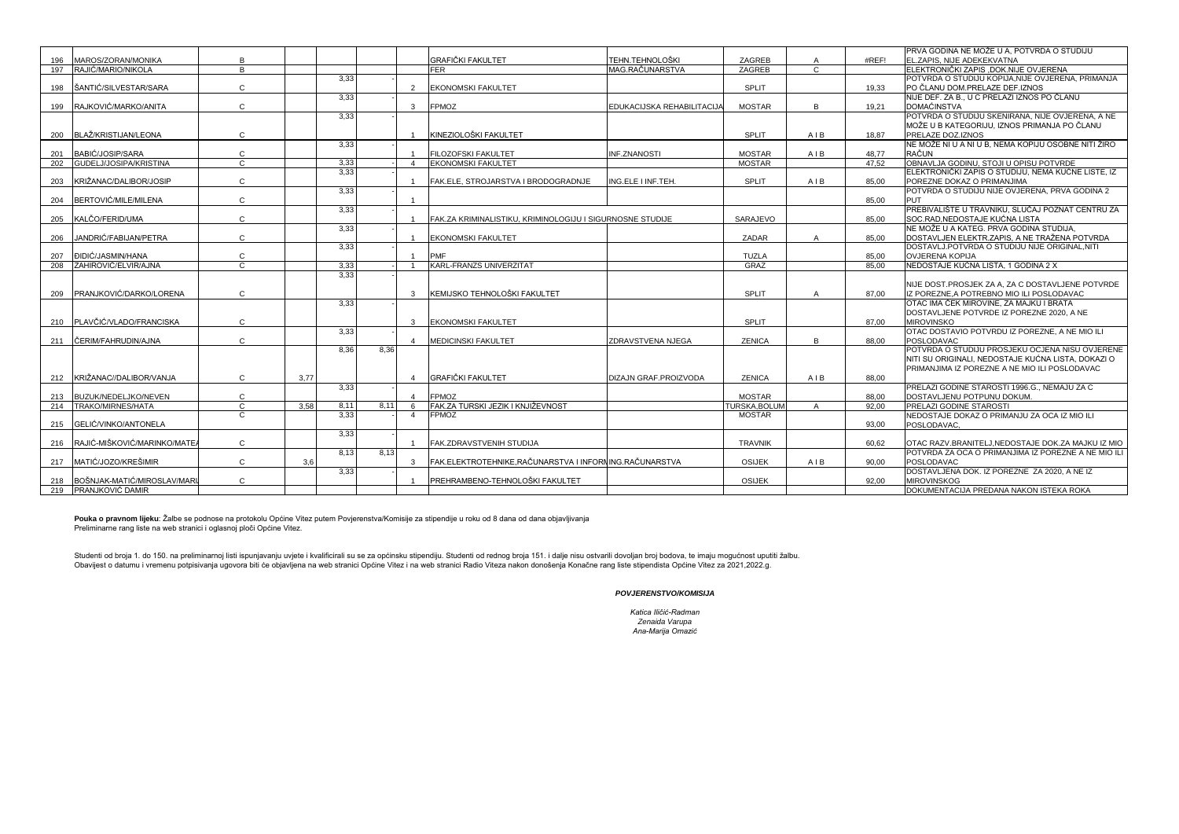| 196 | MAROS/ZORAN/MONIKA | B | | | | | GRAFIČKI FAKULTET | TEHN.TEHNOLOŠKI | ZAGREB | A | #REF! | PRVA GODINA NE MOŽE U A, POTVRDA O STUDIJU EL.ZAPIS, NIJE ADEKEKVATNA |
|---|---|---|---|---|---|---|---|---|---|---|---|---|
| 197 | RAJIĆ/MARIO/NIKOLA | B | | | | | FER | MAG.RAČUNARSTVA | ZAGREB | C | | ELEKTRONIČKI ZAPIS ,DOK.NIJE OVJERENA |
| 198 | ŠANTIĆ/SILVESTAR/SARA | C | | 3,33 | - | 2 | EKONOMSKI FAKULTET | | SPLIT | | 19,33 | POTVRDA O STUDIJU KOPIJA,NIJE OVJERENA, PRIMANJA PO ČLANU DOM.PRELAZE DEF.IZNOS |
| 199 | RAJKOVIĆ/MARKO/ANITA | C | | 3,33 | - | 3 | FPMOZ | EDUKACIJSKA REHABILITACIJA | MOSTAR | B | 19,21 | NIJE DEF. ZA B., U C PRELAZI IZNOS PO ČLANU DOMAĆINSTVA |
| 200 | BLAŽ/KRISTIJAN/LEONA | C | | 3,33 | - | 1 | KINEZIOLOŠKI FAKULTET | | SPLIT | A I B | 18,87 | POTVRDA O STUDIJU SKENIRANA, NIJE OVJERENA, A NE MOŽE U B KATEGORIJU, IZNOS PRIMANJA PO ČLANU PRELAZE DOZ.IZNOS |
| 201 | BABIĆ/JOSIP/SARA | C | | 3,33 | - | 1 | FILOZOFSKI FAKULTET | INF.ZNANOSTI | MOSTAR | A I B | 48,77 | NE MOŽE NI U A NI U B, NEMA KOPIJU OSOBNE NITI ŽIRO RAČUN |
| 202 | GUDELJ/JOSIPA/KRISTINA | C | | 3,33 | - | 4 | EKONOMSKI FAKULTET | | MOSTAR | | 47,52 | OBNAVLJA GODINU, STOJI U OPISU POTVRDE |
| 203 | KRIŽANAC/DALIBOR/JOSIP | C | | 3,33 | - | 1 | FAK.ELE, STROJARSTVA I BRODOGRADNJE | ING.ELE I INF.TEH. | SPLIT | A I B | 85,00 | ELEKTRONIČKI ZAPIS O STUDIJU, NEMA KUĆNE LISTE, IZ POREZNE DOKAZ O PRIMANJIMA |
| 204 | BERTOVIĆ/MILE/MILENA | C | | 3,33 | - | 1 | | | | | 85,00 | POTVRDA O STUDIJU NIJE OVJERENA, PRVA GODINA 2 PUT |
| 205 | KALČO/FERID/UMA | C | | 3,33 | - | 1 | FAK.ZA KRIMINALISTIKU, KRIMINOLOGIJU I SIGURNOSNE STUDIJE | | SARAJEVO | | 85,00 | PREBIVALIŠTE U TRAVNIKU, SLUČAJ POZNAT CENTRU ZA SOC.RAD,NEDOSTAJE KUĆNA LISTA |
| 206 | JANDRIĆ/FABIJAN/PETRA | C | | 3,33 | - | 1 | EKONOMSKI FAKULTET | | ZADAR | A | 85,00 | NE MOŽE U A KATEG. PRVA GODINA STUDIJA, DOSTAVLJEN ELEKTR.ZAPIS, A NE TRAŽENA POTVRDA |
| 207 | ĐIDIĆ/JASMIN/HANA | C | | 3,33 | - | 1 | PMF | | TUZLA | | 85,00 | DOSTAVLJ.POTVRDA O STUDIJU NIJE ORIGINAL,NITI OVJERENA KOPIJA |
| 208 | ZAHIROVIĆ/ELVIR/AJNA | C | | 3,33 | - | 1 | KARL-FRANZS UNIVERZITAT | | GRAZ | | 85,00 | NEDOSTAJE KUĆNA LISTA, 1 GODINA 2 X |
| 209 | PRANJKOVIĆ/DARKO/LORENA | C | | 3,33 | - | 3 | KEMIJSKO TEHNOLOŠKI FAKULTET | | SPLIT | A | 87,00 | NIJE DOST.PROSJEK ZA A, ZA C DOSTAVLJENE POTVRDE IZ POREZNE,A POTREBNO MIO ILI POSLODAVAC |
| 210 | PLAVČIĆ/VLADO/FRANCISKA | C | | 3,33 | - | 3 | EKONOMSKI FAKULTET | | SPLIT | | 87,00 | OTAC IMA ČEK MIROVINE, ZA MAJKU I BRATA DOSTAVLJENE POTVRDE IZ POREZNE 2020, A NE MIROVINSKO |
| 211 | ĆERIM/FAHRUDIN/AJNA | C | | 3,33 | - | 4 | MEDICINSKI FAKULTET | ZDRAVSTVENA NJEGA | ZENICA | B | 88,00 | OTAC DOSTAVIO POTVRDU IZ POREZNE, A NE MIO ILI POSLODAVAC |
| 212 | KRIŽANAC//DALIBOR/VANJA | C | 3,77 | 8,36 | 8,36 | 4 | GRAFIČKI FAKULTET | DIZAJN GRAF.PROIZVODA | ZENICA | A I B | 88,00 | POTVRDA O STUDIJU PROSJEKU OCJENA NISU OVJERENE NITI SU ORIGINALI, NEDOSTAJE KUĆNA LISTA, DOKAZI O PRIMANJIMA IZ POREZNE A NE MIO ILI POSLODAVAC |
| 213 | BUZUK/NEDELJKO/NEVEN | C | | 3,33 | - | 4 | FPMOZ | | MOSTAR | | 88,00 | PRELAZI GODINE STAROSTI 1996.G., NEMAJU ZA C DOSTAVLJENU POTPUNU DOKUM. |
| 214 | TRAKO/MIRNES/HATA | C | 3,58 | 8,11 | 8,11 | 6 | FAK.ZA TURSKI JEZIK I KNJIŽEVNOST | | TURSKA,BOLUM | A | 92,00 | PRELAZI GODINE STAROSTI |
| 215 | GELIĆ/VINKO/ANTONELA | C | | 3,33 | - | 4 | FPMOZ | | MOSTAR | | 93,00 | NEDOSTAJE DOKAZ O PRIMANJU ZA OCA IZ MIO ILI POSLODAVAC, |
| 216 | RAJIĆ-MIŠKOVIĆ/MARINKO/MATEA | C | | 3,33 | - | 1 | FAK.ZDRAVSTVENIH STUDIJA | | TRAVNIK | | 60,62 | OTAC RAZV.BRANITELJ,NEDOSTAJE DOK.ZA MAJKU IZ MIO |
| 217 | MATIĆ/JOZO/KREŠIMIR | C | 3,6 | 8,13 | 8,13 | 3 | FAK.ELEKTROTEHNIKE,RAČUNARSTVA I INFORM | ING.RAČUNARSTVA | OSIJEK | A I B | 90,00 | POTVRDA ZA OCA O PRIMANJIMA IZ POREZNE A NE MIO ILI POSLODAVAC |
| 218 | BOŠNJAK-MATIĆ/MIROSLAV/MARIJ | C | | 3,33 | - | 1 | PREHRAMBENO-TEHNOLOŠKI FAKULTET | | OSIJEK | | 92,00 | DOSTAVLJENA DOK. IZ POREZNE ZA 2020, A NE IZ MIROVINSKOG |
| 219 | PRANJKOVIĆ DAMIR | | | | | | | | | | | DOKUMENTACIJA PREDANA NAKON ISTEKA ROKA |

**Pouka o pravnom lijeku**: Žalbe se podnose na protokolu Općine Vitez putem Povjerenstva/Komisije za stipendije u roku od 8 dana od dana objavljivanja
Preliminarne rang liste na web stranici i oglasnoj ploči Općine Vitez.

Studenti od broja 1. do 150. na preliminarnoj listi ispunjavanju uvjete i kvalificirali su se za općinsku stipendiju. Studenti od rednog broja 151. i dalje nisu ostvarili dovoljan broj bodova, te imaju mogućnost uputiti žalbu.
Obavijest o datumu i vremenu potpisivanja ugovora biti će objavljena na web stranici Općine Vitez i na web stranici Radio Viteza nakon donošenja Konačne rang liste stipendista Općine Vitez za 2021,2022.g.

***POVJERENSTVO/KOMISIJA***

*Katica Iličić-Radman*
*Zenaida Varupa*
*Ana-Marija Omazić*